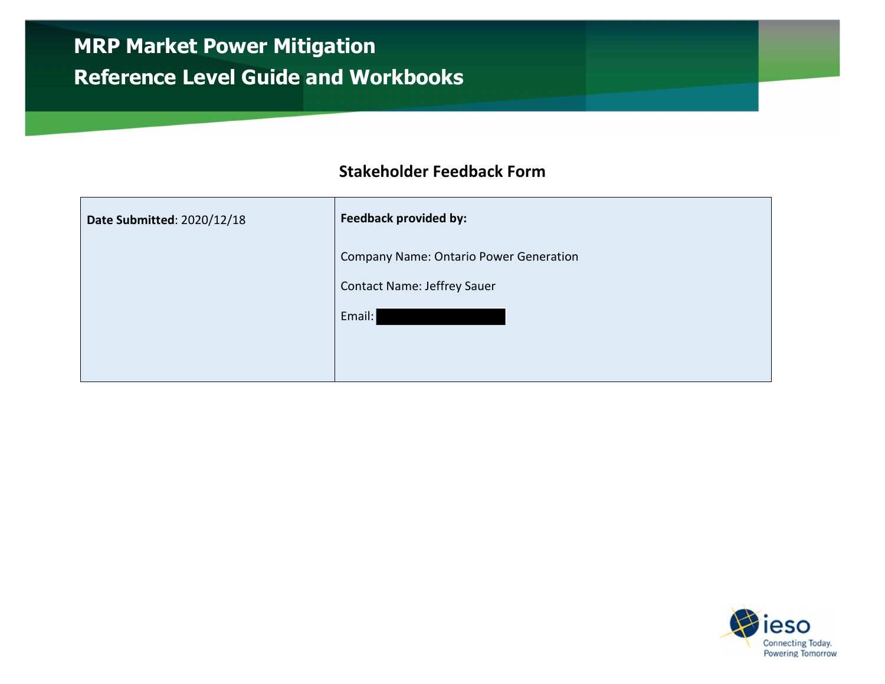# MRP Market Power Mitigation

# Reference Level Guide and Workbooks

## Stakeholder Feedback Form

| **Date Submitted**: 2020/12/18 | **Feedback provided by:**<br><br>Company Name: Ontario Power Generation<br><br>Contact Name: Jeffrey Sauer<br><br>Email: |
|---|---|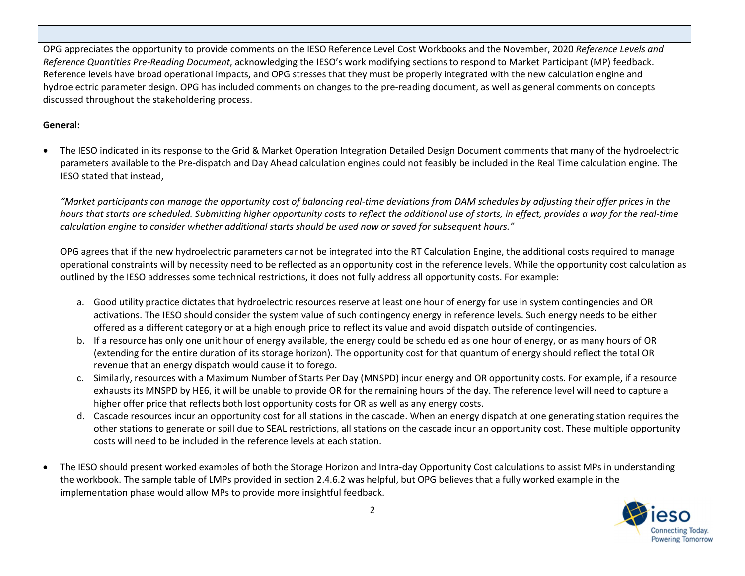OPG appreciates the opportunity to provide comments on the IESO Reference Level Cost Workbooks and the November, 2020 *Reference Levels and Reference Quantities Pre-Reading Document*, acknowledging the IESO's work modifying sections to respond to Market Participant (MP) feedback. Reference levels have broad operational impacts, and OPG stresses that they must be properly integrated with the new calculation engine and hydroelectric parameter design. OPG has included comments on changes to the pre-reading document, as well as general comments on concepts discussed throughout the stakeholdering process.

**General:**

- The IESO indicated in its response to the Grid & Market Operation Integration Detailed Design Document comments that many of the hydroelectric parameters available to the Pre-dispatch and Day Ahead calculation engines could not feasibly be included in the Real Time calculation engine. The IESO stated that instead,

  *"Market participants can manage the opportunity cost of balancing real-time deviations from DAM schedules by adjusting their offer prices in the hours that starts are scheduled. Submitting higher opportunity costs to reflect the additional use of starts, in effect, provides a way for the real-time calculation engine to consider whether additional starts should be used now or saved for subsequent hours."*

  OPG agrees that if the new hydroelectric parameters cannot be integrated into the RT Calculation Engine, the additional costs required to manage operational constraints will by necessity need to be reflected as an opportunity cost in the reference levels. While the opportunity cost calculation as outlined by the IESO addresses some technical restrictions, it does not fully address all opportunity costs. For example:

  a. Good utility practice dictates that hydroelectric resources reserve at least one hour of energy for use in system contingencies and OR activations. The IESO should consider the system value of such contingency energy in reference levels. Such energy needs to be either offered as a different category or at a high enough price to reflect its value and avoid dispatch outside of contingencies.
  b. If a resource has only one unit hour of energy available, the energy could be scheduled as one hour of energy, or as many hours of OR (extending for the entire duration of its storage horizon). The opportunity cost for that quantum of energy should reflect the total OR revenue that an energy dispatch would cause it to forego.
  c. Similarly, resources with a Maximum Number of Starts Per Day (MNSPD) incur energy and OR opportunity costs. For example, if a resource exhausts its MNSPD by HE6, it will be unable to provide OR for the remaining hours of the day. The reference level will need to capture a higher offer price that reflects both lost opportunity costs for OR as well as any energy costs.
  d. Cascade resources incur an opportunity cost for all stations in the cascade. When an energy dispatch at one generating station requires the other stations to generate or spill due to SEAL restrictions, all stations on the cascade incur an opportunity cost. These multiple opportunity costs will need to be included in the reference levels at each station.

- The IESO should present worked examples of both the Storage Horizon and Intra-day Opportunity Cost calculations to assist MPs in understanding the workbook. The sample table of LMPs provided in section 2.4.6.2 was helpful, but OPG believes that a fully worked example in the implementation phase would allow MPs to provide more insightful feedback.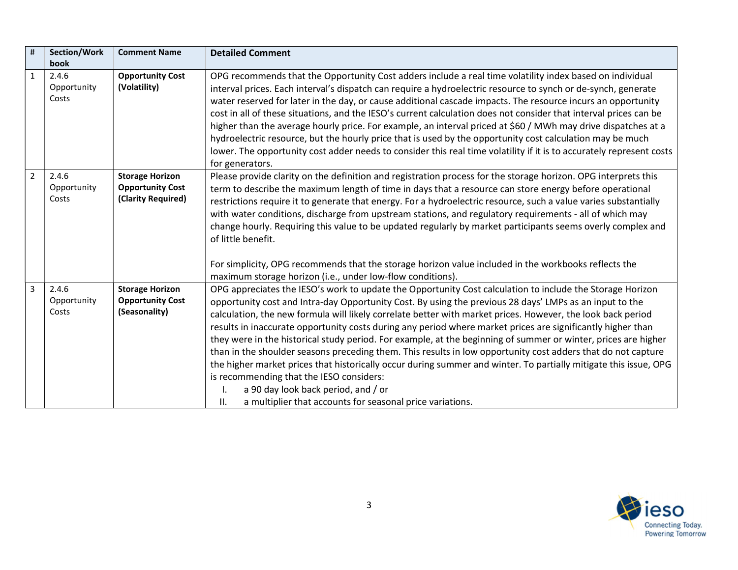| # | Section/Workbook | Comment Name | Detailed Comment |
| --- | --- | --- | --- |
| 1 | 2.4.6 Opportunity Costs | **Opportunity Cost (Volatility)** | OPG recommends that the Opportunity Cost adders include a real time volatility index based on individual interval prices. Each interval's dispatch can require a hydroelectric resource to synch or de-synch, generate water reserved for later in the day, or cause additional cascade impacts. The resource incurs an opportunity cost in all of these situations, and the IESO's current calculation does not consider that interval prices can be higher than the average hourly price. For example, an interval priced at $60 / MWh may drive dispatches at a hydroelectric resource, but the hourly price that is used by the opportunity cost calculation may be much lower. The opportunity cost adder needs to consider this real time volatility if it is to accurately represent costs for generators. |
| 2 | 2.4.6 Opportunity Costs | **Storage Horizon Opportunity Cost (Clarity Required)** | Please provide clarity on the definition and registration process for the storage horizon. OPG interprets this term to describe the maximum length of time in days that a resource can store energy before operational restrictions require it to generate that energy. For a hydroelectric resource, such a value varies substantially with water conditions, discharge from upstream stations, and regulatory requirements - all of which may change hourly. Requiring this value to be updated regularly by market participants seems overly complex and of little benefit.<br><br>For simplicity, OPG recommends that the storage horizon value included in the workbooks reflects the maximum storage horizon (i.e., under low-flow conditions). |
| 3 | 2.4.6 Opportunity Costs | **Storage Horizon Opportunity Cost (Seasonality)** | OPG appreciates the IESO's work to update the Opportunity Cost calculation to include the Storage Horizon opportunity cost and Intra-day Opportunity Cost. By using the previous 28 days' LMPs as an input to the calculation, the new formula will likely correlate better with market prices. However, the look back period results in inaccurate opportunity costs during any period where market prices are significantly higher than they were in the historical study period. For example, at the beginning of summer or winter, prices are higher than in the shoulder seasons preceding them. This results in low opportunity cost adders that do not capture the higher market prices that historically occur during summer and winter. To partially mitigate this issue, OPG is recommending that the IESO considers:<br>I. a 90 day look back period, and / or<br>II. a multiplier that accounts for seasonal price variations. |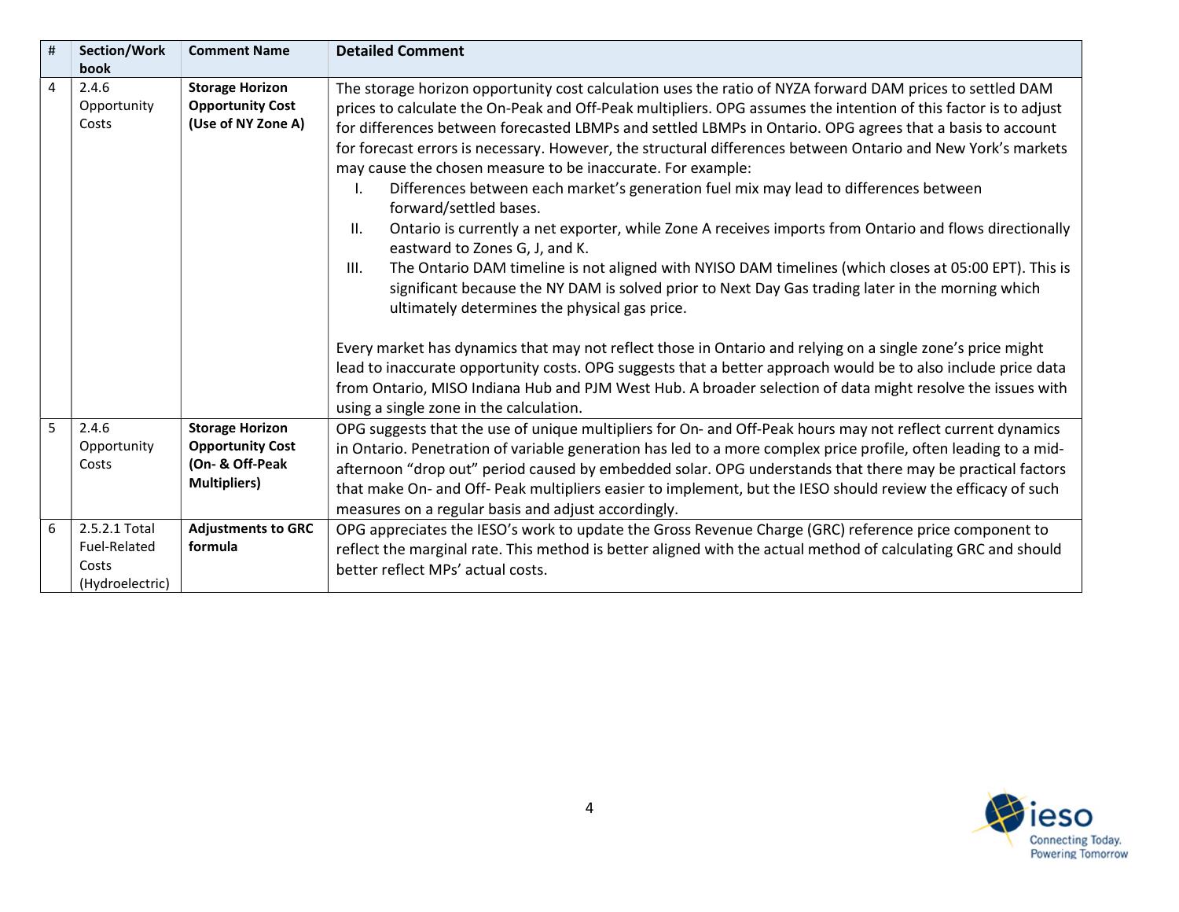| # | Section/Workbook | Comment Name | Detailed Comment |
|---|---|---|---|
| 4 | 2.4.6 Opportunity Costs | **Storage Horizon Opportunity Cost (Use of NY Zone A)** | The storage horizon opportunity cost calculation uses the ratio of NYZA forward DAM prices to settled DAM prices to calculate the On-Peak and Off-Peak multipliers. OPG assumes the intention of this factor is to adjust for differences between forecasted LBMPs and settled LBMPs in Ontario. OPG agrees that a basis to account for forecast errors is necessary. However, the structural differences between Ontario and New York's markets may cause the chosen measure to be inaccurate. For example: <br>I. Differences between each market's generation fuel mix may lead to differences between forward/settled bases. <br>II. Ontario is currently a net exporter, while Zone A receives imports from Ontario and flows directionally eastward to Zones G, J, and K. <br>III. The Ontario DAM timeline is not aligned with NYISO DAM timelines (which closes at 05:00 EPT). This is significant because the NY DAM is solved prior to Next Day Gas trading later in the morning which ultimately determines the physical gas price. <br><br>Every market has dynamics that may not reflect those in Ontario and relying on a single zone's price might lead to inaccurate opportunity costs. OPG suggests that a better approach would be to also include price data from Ontario, MISO Indiana Hub and PJM West Hub. A broader selection of data might resolve the issues with using a single zone in the calculation. |
| 5 | 2.4.6 Opportunity Costs | **Storage Horizon Opportunity Cost (On- & Off-Peak Multipliers)** | OPG suggests that the use of unique multipliers for On- and Off-Peak hours may not reflect current dynamics in Ontario. Penetration of variable generation has led to a more complex price profile, often leading to a mid-afternoon "drop out" period caused by embedded solar. OPG understands that there may be practical factors that make On- and Off- Peak multipliers easier to implement, but the IESO should review the efficacy of such measures on a regular basis and adjust accordingly. |
| 6 | 2.5.2.1 Total Fuel-Related Costs (Hydroelectric) | **Adjustments to GRC formula** | OPG appreciates the IESO's work to update the Gross Revenue Charge (GRC) reference price component to reflect the marginal rate. This method is better aligned with the actual method of calculating GRC and should better reflect MPs' actual costs. |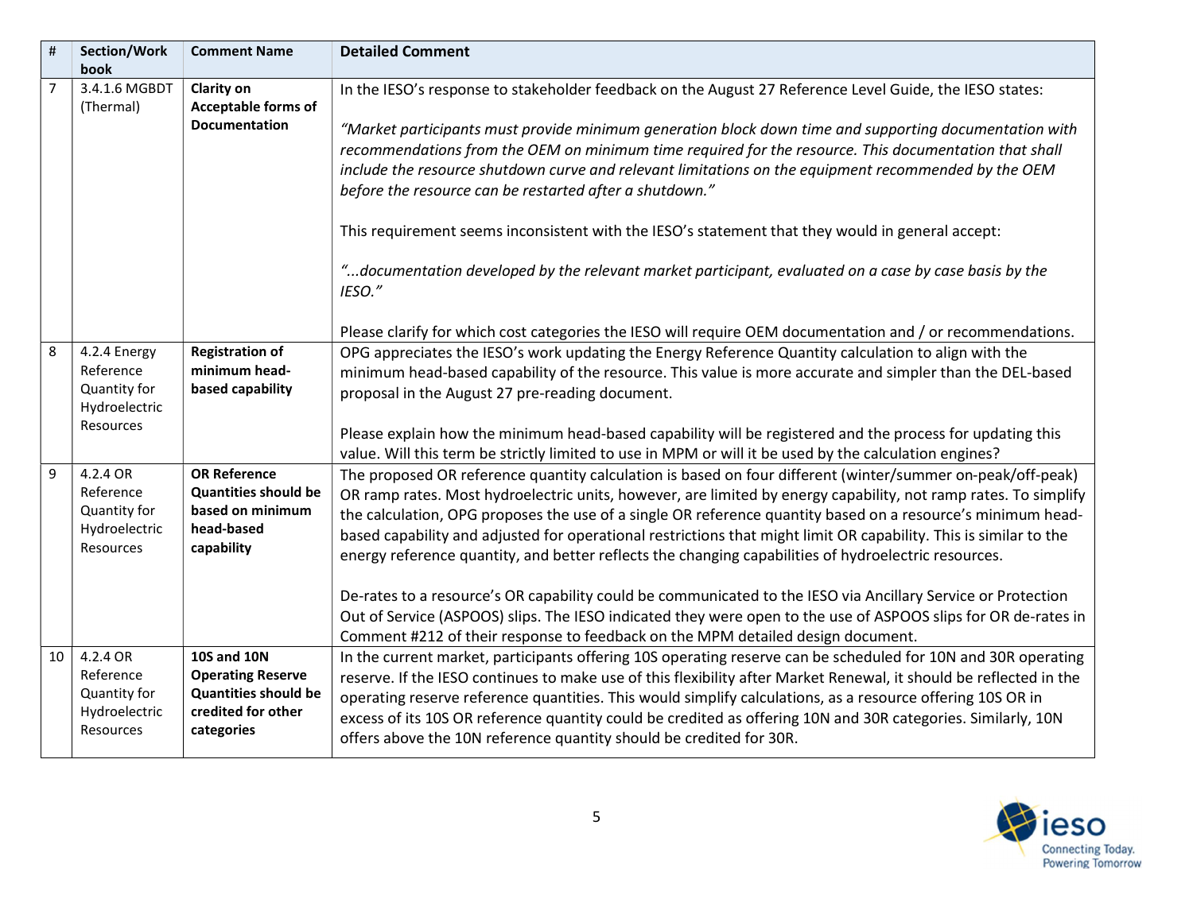| # | Section/Workbook | Comment Name | Detailed Comment |
|---|---|---|---|
| 7 | 3.4.1.6 MGBDT (Thermal) | **Clarity on Acceptable forms of Documentation** | In the IESO's response to stakeholder feedback on the August 27 Reference Level Guide, the IESO states:<br><br>*"Market participants must provide minimum generation block down time and supporting documentation with recommendations from the OEM on minimum time required for the resource. This documentation that shall include the resource shutdown curve and relevant limitations on the equipment recommended by the OEM before the resource can be restarted after a shutdown."*<br><br>This requirement seems inconsistent with the IESO's statement that they would in general accept:<br><br>*"...documentation developed by the relevant market participant, evaluated on a case by case basis by the IESO."*<br><br>Please clarify for which cost categories the IESO will require OEM documentation and / or recommendations. |
| 8 | 4.2.4 Energy Reference Quantity for Hydroelectric Resources | **Registration of minimum head-based capability** | OPG appreciates the IESO's work updating the Energy Reference Quantity calculation to align with the minimum head-based capability of the resource. This value is more accurate and simpler than the DEL-based proposal in the August 27 pre-reading document.<br><br>Please explain how the minimum head-based capability will be registered and the process for updating this value. Will this term be strictly limited to use in MPM or will it be used by the calculation engines? |
| 9 | 4.2.4 OR Reference Quantity for Hydroelectric Resources | **OR Reference Quantities should be based on minimum head-based capability** | The proposed OR reference quantity calculation is based on four different (winter/summer on-peak/off-peak) OR ramp rates. Most hydroelectric units, however, are limited by energy capability, not ramp rates. To simplify the calculation, OPG proposes the use of a single OR reference quantity based on a resource's minimum head-based capability and adjusted for operational restrictions that might limit OR capability. This is similar to the energy reference quantity, and better reflects the changing capabilities of hydroelectric resources.<br><br>De-rates to a resource's OR capability could be communicated to the IESO via Ancillary Service or Protection Out of Service (ASPOOS) slips. The IESO indicated they were open to the use of ASPOOS slips for OR de-rates in Comment #212 of their response to feedback on the MPM detailed design document. |
| 10 | 4.2.4 OR Reference Quantity for Hydroelectric Resources | **10S and 10N Operating Reserve Quantities should be credited for other categories** | In the current market, participants offering 10S operating reserve can be scheduled for 10N and 30R operating reserve. If the IESO continues to make use of this flexibility after Market Renewal, it should be reflected in the operating reserve reference quantities. This would simplify calculations, as a resource offering 10S OR in excess of its 10S OR reference quantity could be credited as offering 10N and 30R categories. Similarly, 10N offers above the 10N reference quantity should be credited for 30R. |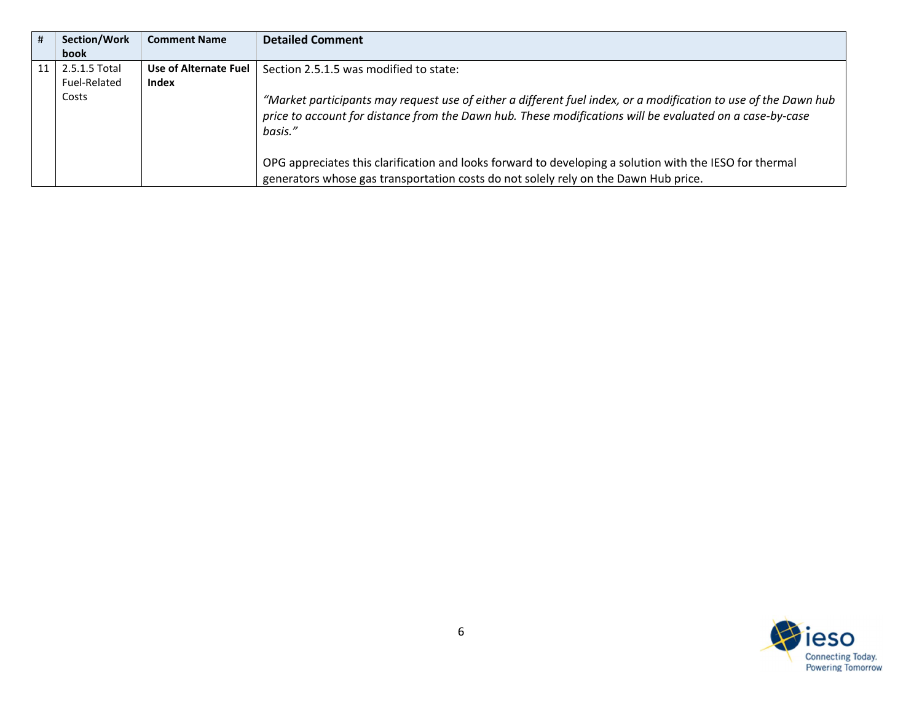| # | Section/Workbook | Comment Name | Detailed Comment |
|---|---|---|---|
| 11 | 2.5.1.5 Total Fuel-Related Costs | **Use of Alternate Fuel Index** | Section 2.5.1.5 was modified to state:<br><br>*"Market participants may request use of either a different fuel index, or a modification to use of the Dawn hub price to account for distance from the Dawn hub. These modifications will be evaluated on a case-by-case basis."*<br><br>OPG appreciates this clarification and looks forward to developing a solution with the IESO for thermal generators whose gas transportation costs do not solely rely on the Dawn Hub price. |